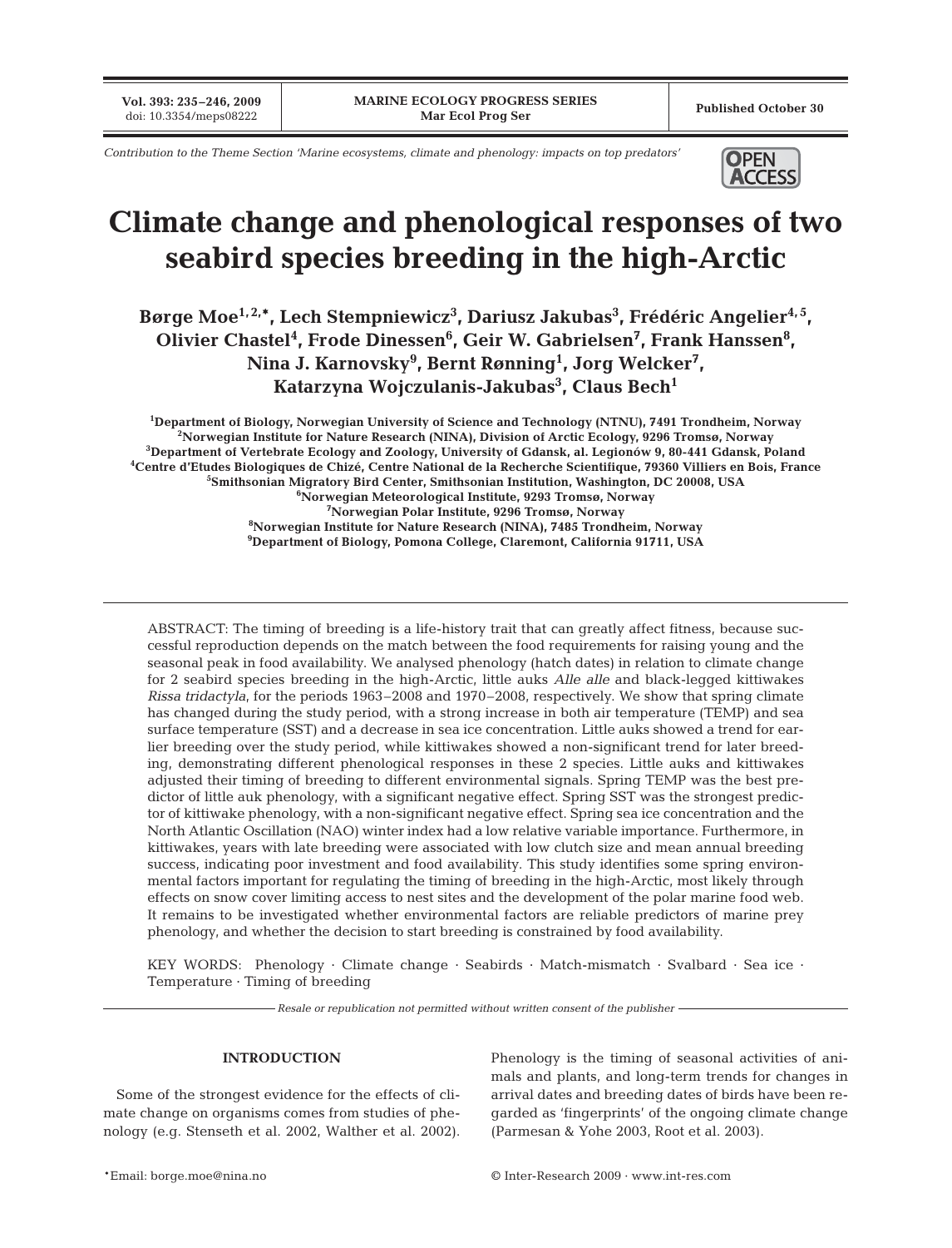*Contribution to the Theme Section 'Marine ecosystems, climate and phenology: impacts on top predators'*

# Climate change and phenological responses of two seabird species breeding in the high-Arctic

**Børge Moe[1,2,*], Lech Stempniewicz[3], Dariusz Jakubas[3], Frédéric Angelier[4,5], Olivier Chastel[4], Frode Dinessen[6], Geir W. Gabrielsen[7], Frank Hanssen[8], Nina J. Karnovsky[9], Bernt Rønning[1], Jorg Welcker[7], Katarzyna Wojczulanis-Jakubas[3], Claus Bech[1]**

[1]Department of Biology, Norwegian University of Science and Technology (NTNU), 7491 Trondheim, Norway
[2]Norwegian Institute for Nature Research (NINA), Division of Arctic Ecology, 9296 Tromsø, Norway
[3]Department of Vertebrate Ecology and Zoology, University of Gdansk, al. Legionów 9, 80-441 Gdansk, Poland
[4]Centre d'Etudes Biologiques de Chizé, Centre National de la Recherche Scientifique, 79360 Villiers en Bois, France
[5]Smithsonian Migratory Bird Center, Smithsonian Institution, Washington, DC 20008, USA
[6]Norwegian Meteorological Institute, 9293 Tromsø, Norway
[7]Norwegian Polar Institute, 9296 Tromsø, Norway
[8]Norwegian Institute for Nature Research (NINA), 7485 Trondheim, Norway
[9]Department of Biology, Pomona College, Claremont, California 91711, USA

ABSTRACT: The timing of breeding is a life-history trait that can greatly affect fitness, because successful reproduction depends on the match between the food requirements for raising young and the seasonal peak in food availability. We analysed phenology (hatch dates) in relation to climate change for 2 seabird species breeding in the high-Arctic, little auks *Alle alle* and black-legged kittiwakes *Rissa tridactyla*, for the periods 1963–2008 and 1970–2008, respectively. We show that spring climate has changed during the study period, with a strong increase in both air temperature (TEMP) and sea surface temperature (SST) and a decrease in sea ice concentration. Little auks showed a trend for earlier breeding over the study period, while kittiwakes showed a non-significant trend for later breeding, demonstrating different phenological responses in these 2 species. Little auks and kittiwakes adjusted their timing of breeding to different environmental signals. Spring TEMP was the best predictor of little auk phenology, with a significant negative effect. Spring SST was the strongest predictor of kittiwake phenology, with a non-significant negative effect. Spring sea ice concentration and the North Atlantic Oscillation (NAO) winter index had a low relative variable importance. Furthermore, in kittiwakes, years with late breeding were associated with low clutch size and mean annual breeding success, indicating poor investment and food availability. This study identifies some spring environmental factors important for regulating the timing of breeding in the high-Arctic, most likely through effects on snow cover limiting access to nest sites and the development of the polar marine food web. It remains to be investigated whether environmental factors are reliable predictors of marine prey phenology, and whether the decision to start breeding is constrained by food availability.

KEY WORDS: Phenology · Climate change · Seabirds · Match-mismatch · Svalbard · Sea ice · Temperature · Timing of breeding

*Resale or republication not permitted without written consent of the publisher*

## INTRODUCTION

Some of the strongest evidence for the effects of climate change on organisms comes from studies of phenology (e.g. Stenseth et al. 2002, Walther et al. 2002). Phenology is the timing of seasonal activities of animals and plants, and long-term trends for changes in arrival dates and breeding dates of birds have been regarded as 'fingerprints' of the ongoing climate change (Parmesan & Yohe 2003, Root et al. 2003).

*Email: borge.moe@nina.no

© Inter-Research 2009 · www.int-res.com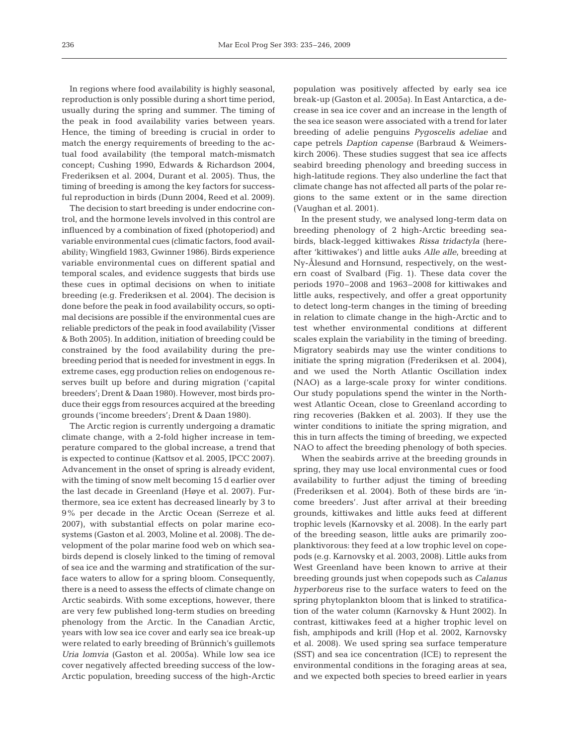In regions where food availability is highly seasonal, reproduction is only possible during a short time period, usually during the spring and summer. The timing of the peak in food availability varies between years. Hence, the timing of breeding is crucial in order to match the energy requirements of breeding to the actual food availability (the temporal match-mismatch concept; Cushing 1990, Edwards & Richardson 2004, Frederiksen et al. 2004, Durant et al. 2005). Thus, the timing of breeding is among the key factors for successful reproduction in birds (Dunn 2004, Reed et al. 2009).

The decision to start breeding is under endocrine control, and the hormone levels involved in this control are influenced by a combination of fixed (photoperiod) and variable environmental cues (climatic factors, food availability; Wingfield 1983, Gwinner 1986). Birds experience variable environmental cues on different spatial and temporal scales, and evidence suggests that birds use these cues in optimal decisions on when to initiate breeding (e.g. Frederiksen et al. 2004). The decision is done before the peak in food availability occurs, so optimal decisions are possible if the environmental cues are reliable predictors of the peak in food availability (Visser & Both 2005). In addition, initiation of breeding could be constrained by the food availability during the prebreeding period that is needed for investment in eggs. In extreme cases, egg production relies on endogenous reserves built up before and during migration ('capital breeders'; Drent & Daan 1980). However, most birds produce their eggs from resources acquired at the breeding grounds ('income breeders'; Drent & Daan 1980).

The Arctic region is currently undergoing a dramatic climate change, with a 2-fold higher increase in temperature compared to the global increase, a trend that is expected to continue (Kattsov et al. 2005, IPCC 2007). Advancement in the onset of spring is already evident, with the timing of snow melt becoming 15 d earlier over the last decade in Greenland (Høye et al. 2007). Furthermore, sea ice extent has decreased linearly by 3 to 9% per decade in the Arctic Ocean (Serreze et al. 2007), with substantial effects on polar marine ecosystems (Gaston et al. 2003, Moline et al. 2008). The development of the polar marine food web on which seabirds depend is closely linked to the timing of removal of sea ice and the warming and stratification of the surface waters to allow for a spring bloom. Consequently, there is a need to assess the effects of climate change on Arctic seabirds. With some exceptions, however, there are very few published long-term studies on breeding phenology from the Arctic. In the Canadian Arctic, years with low sea ice cover and early sea ice break-up were related to early breeding of Brünnich's guillemots *Uria lomvia* (Gaston et al. 2005a). While low sea ice cover negatively affected breeding success of the low-Arctic population, breeding success of the high-Arctic population was positively affected by early sea ice break-up (Gaston et al. 2005a). In East Antarctica, a decrease in sea ice cover and an increase in the length of the sea ice season were associated with a trend for later breeding of adelie penguins *Pygoscelis adeliae* and cape petrels *Daption capense* (Barbraud & Weimerskirch 2006). These studies suggest that sea ice affects seabird breeding phenology and breeding success in high-latitude regions. They also underline the fact that climate change has not affected all parts of the polar regions to the same extent or in the same direction (Vaughan et al. 2001).

In the present study, we analysed long-term data on breeding phenology of 2 high-Arctic breeding seabirds, black-legged kittiwakes *Rissa tridactyla* (hereafter 'kittiwakes') and little auks *Alle alle*, breeding at Ny-Ålesund and Hornsund, respectively, on the western coast of Svalbard (Fig. 1). These data cover the periods 1970–2008 and 1963–2008 for kittiwakes and little auks, respectively, and offer a great opportunity to detect long-term changes in the timing of breeding in relation to climate change in the high-Arctic and to test whether environmental conditions at different scales explain the variability in the timing of breeding. Migratory seabirds may use the winter conditions to initiate the spring migration (Frederiksen et al. 2004), and we used the North Atlantic Oscillation index (NAO) as a large-scale proxy for winter conditions. Our study populations spend the winter in the Northwest Atlantic Ocean, close to Greenland according to ring recoveries (Bakken et al. 2003). If they use the winter conditions to initiate the spring migration, and this in turn affects the timing of breeding, we expected NAO to affect the breeding phenology of both species.

When the seabirds arrive at the breeding grounds in spring, they may use local environmental cues or food availability to further adjust the timing of breeding (Frederiksen et al. 2004). Both of these birds are 'income breeders'. Just after arrival at their breeding grounds, kittiwakes and little auks feed at different trophic levels (Karnovsky et al. 2008). In the early part of the breeding season, little auks are primarily zooplanktivorous: they feed at a low trophic level on copepods (e.g. Karnovsky et al. 2003, 2008). Little auks from West Greenland have been known to arrive at their breeding grounds just when copepods such as *Calanus hyperboreus* rise to the surface waters to feed on the spring phytoplankton bloom that is linked to stratification of the water column (Karnovsky & Hunt 2002). In contrast, kittiwakes feed at a higher trophic level on fish, amphipods and krill (Hop et al. 2002, Karnovsky et al. 2008). We used spring sea surface temperature (SST) and sea ice concentration (ICE) to represent the environmental conditions in the foraging areas at sea, and we expected both species to breed earlier in years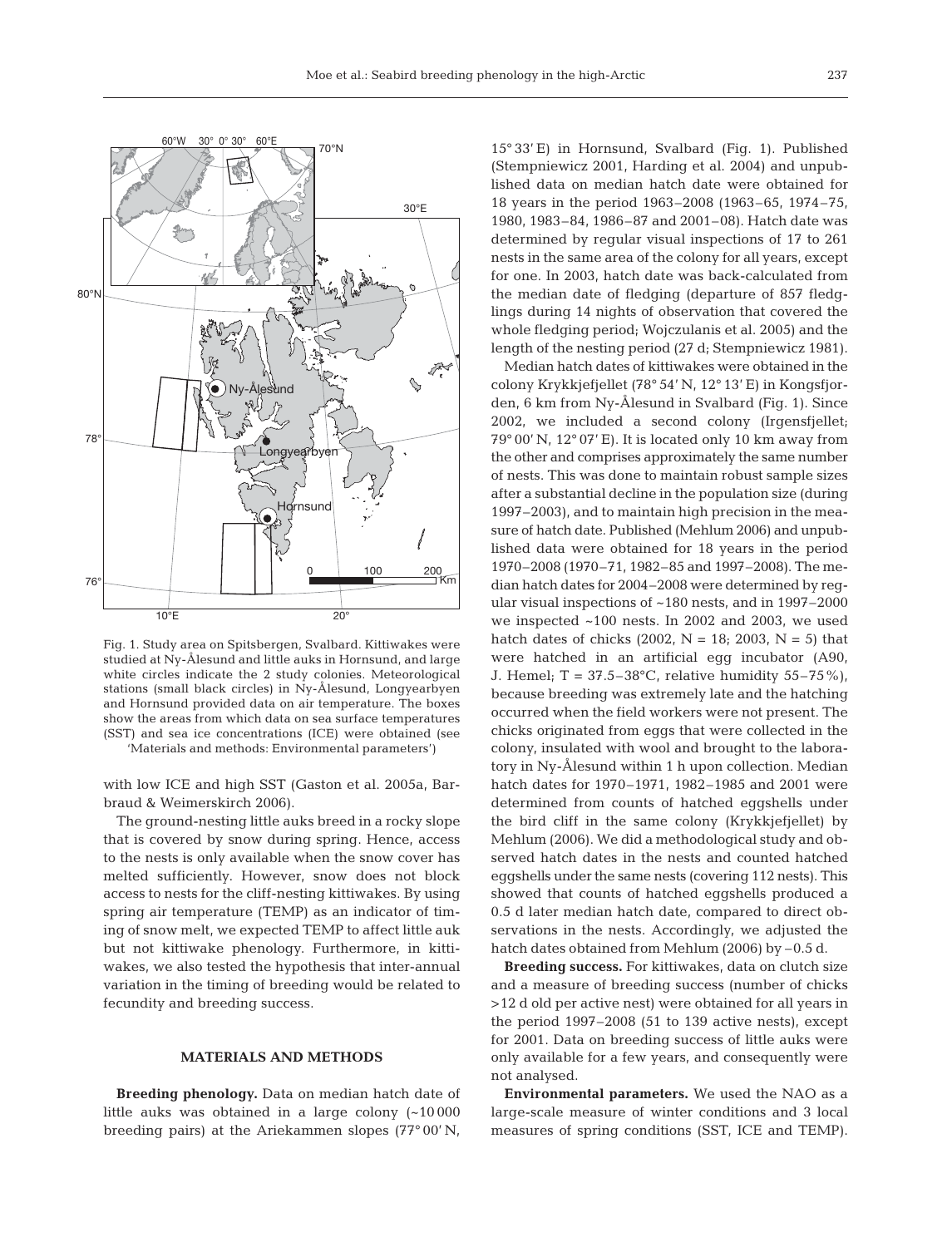Fig. 1. Study area on Spitsbergen, Svalbard. Kittiwakes were studied at Ny-Ålesund and little auks in Hornsund, and large white circles indicate the 2 study colonies. Meteorological stations (small black circles) in Ny-Ålesund, Longyearbyen and Hornsund provided data on air temperature. The boxes show the areas from which data on sea surface temperatures (SST) and sea ice concentrations (ICE) were obtained (see 'Materials and methods: Environmental parameters')

with low ICE and high SST (Gaston et al. 2005a, Barbraud & Weimerskirch 2006).

The ground-nesting little auks breed in a rocky slope that is covered by snow during spring. Hence, access to the nests is only available when the snow cover has melted sufficiently. However, snow does not block access to nests for the cliff-nesting kittiwakes. By using spring air temperature (TEMP) as an indicator of timing of snow melt, we expected TEMP to affect little auk but not kittiwake phenology. Furthermore, in kittiwakes, we also tested the hypothesis that inter-annual variation in the timing of breeding would be related to fecundity and breeding success.

## MATERIALS AND METHODS

**Breeding phenology.** Data on median hatch date of little auks was obtained in a large colony (~10 000 breeding pairs) at the Ariekammen slopes (77° 00′ N, 15° 33′ E) in Hornsund, Svalbard (Fig. 1). Published (Stempniewicz 2001, Harding et al. 2004) and unpublished data on median hatch date were obtained for 18 years in the period 1963–2008 (1963–65, 1974–75, 1980, 1983–84, 1986–87 and 2001–08). Hatch date was determined by regular visual inspections of 17 to 261 nests in the same area of the colony for all years, except for one. In 2003, hatch date was back-calculated from the median date of fledging (departure of 857 fledglings during 14 nights of observation that covered the whole fledging period; Wojczulanis et al. 2005) and the length of the nesting period (27 d; Stempniewicz 1981).

Median hatch dates of kittiwakes were obtained in the colony Krykkjefjellet (78° 54′ N, 12° 13′ E) in Kongsfjorden, 6 km from Ny-Ålesund in Svalbard (Fig. 1). Since 2002, we included a second colony (Irgensfjellet; 79° 00′ N, 12° 07′ E). It is located only 10 km away from the other and comprises approximately the same number of nests. This was done to maintain robust sample sizes after a substantial decline in the population size (during 1997–2003), and to maintain high precision in the measure of hatch date. Published (Mehlum 2006) and unpublished data were obtained for 18 years in the period 1970–2008 (1970–71, 1982–85 and 1997–2008). The median hatch dates for 2004–2008 were determined by regular visual inspections of ~180 nests, and in 1997–2000 we inspected ~100 nests. In 2002 and 2003, we used hatch dates of chicks (2002, $N = 18$; 2003, $N = 5$) that were hatched in an artificial egg incubator (A90, J. Hemel; $T = 37.5–38°C$, relative humidity 55–75%), because breeding was extremely late and the hatching occurred when the field workers were not present. The chicks originated from eggs that were collected in the colony, insulated with wool and brought to the laboratory in Ny-Ålesund within 1 h upon collection. Median hatch dates for 1970–1971, 1982–1985 and 2001 were determined from counts of hatched eggshells under the bird cliff in the same colony (Krykkjefjellet) by Mehlum (2006). We did a methodological study and observed hatch dates in the nests and counted hatched eggshells under the same nests (covering 112 nests). This showed that counts of hatched eggshells produced a 0.5 d later median hatch date, compared to direct observations in the nests. Accordingly, we adjusted the hatch dates obtained from Mehlum (2006) by –0.5 d.

**Breeding success.** For kittiwakes, data on clutch size and a measure of breeding success (number of chicks >12 d old per active nest) were obtained for all years in the period 1997–2008 (51 to 139 active nests), except for 2001. Data on breeding success of little auks were only available for a few years, and consequently were not analysed.

**Environmental parameters.** We used the NAO as a large-scale measure of winter conditions and 3 local measures of spring conditions (SST, ICE and TEMP).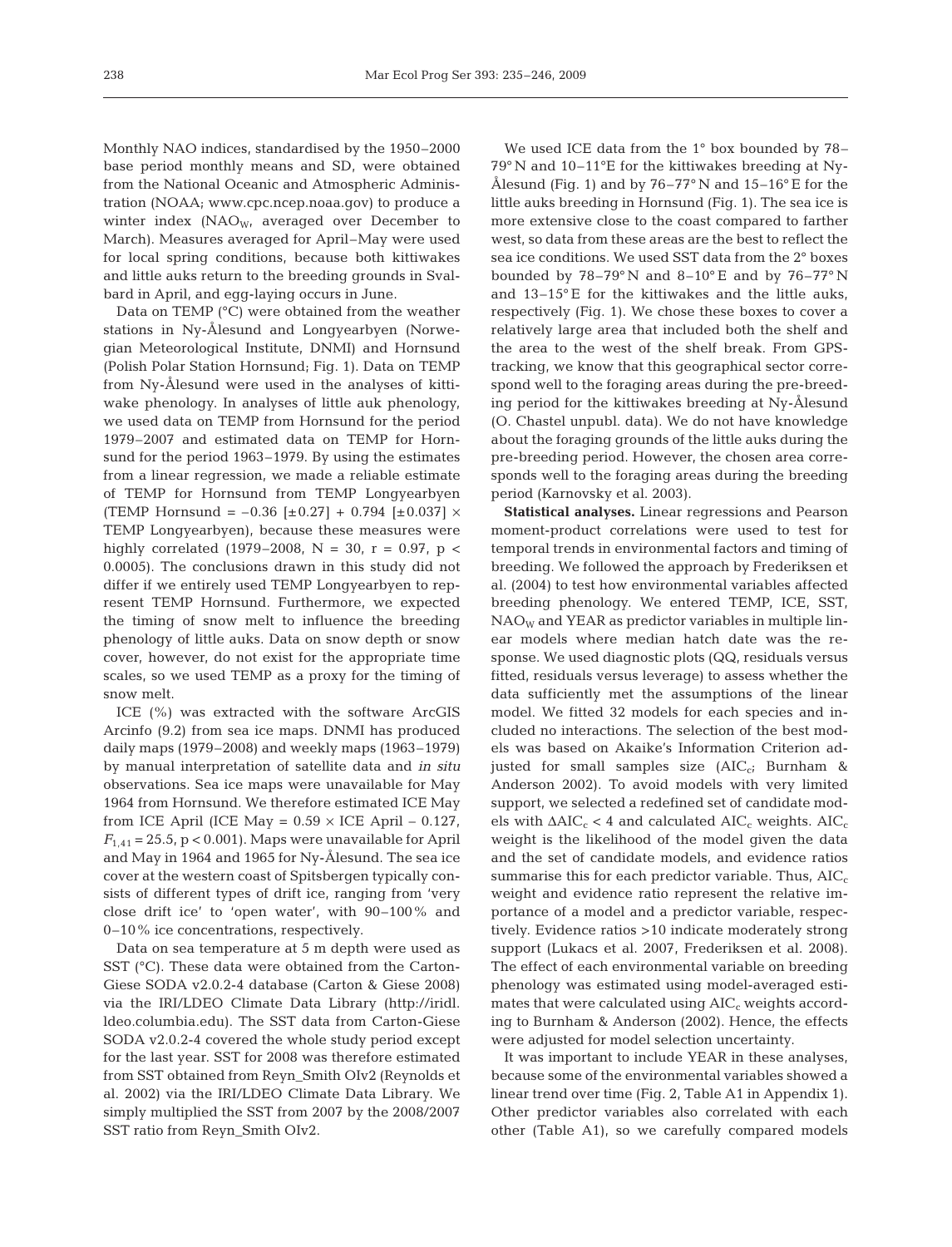Monthly NAO indices, standardised by the 1950–2000 base period monthly means and SD, were obtained from the National Oceanic and Atmospheric Administration (NOAA; www.cpc.ncep.noaa.gov) to produce a winter index ($NAO_W$, averaged over December to March). Measures averaged for April–May were used for local spring conditions, because both kittiwakes and little auks return to the breeding grounds in Svalbard in April, and egg-laying occurs in June.

Data on TEMP (°C) were obtained from the weather stations in Ny-Ålesund and Longyearbyen (Norwegian Meteorological Institute, DNMI) and Hornsund (Polish Polar Station Hornsund; Fig. 1). Data on TEMP from Ny-Ålesund were used in the analyses of kittiwake phenology. In analyses of little auk phenology, we used data on TEMP from Hornsund for the period 1979–2007 and estimated data on TEMP for Hornsund for the period 1963–1979. By using the estimates from a linear regression, we made a reliable estimate of TEMP for Hornsund from TEMP Longyearbyen (TEMP Hornsund = $-0.36$ [$\pm 0.27$] + $0.794$ [$\pm 0.037$] $\times$ TEMP Longyearbyen), because these measures were highly correlated (1979–2008, N = 30, $r = 0.97$, $p < 0.0005$). The conclusions drawn in this study did not differ if we entirely used TEMP Longyearbyen to represent TEMP Hornsund. Furthermore, we expected the timing of snow melt to influence the breeding phenology of little auks. Data on snow depth or snow cover, however, do not exist for the appropriate time scales, so we used TEMP as a proxy for the timing of snow melt.

ICE (%) was extracted with the software ArcGIS Arcinfo (9.2) from sea ice maps. DNMI has produced daily maps (1979–2008) and weekly maps (1963–1979) by manual interpretation of satellite data and *in situ* observations. Sea ice maps were unavailable for May 1964 from Hornsund. We therefore estimated ICE May from ICE April (ICE May = $0.59 \times$ ICE April $- 0.127$, $F_{1,41} = 25.5$, $p < 0.001$). Maps were unavailable for April and May in 1964 and 1965 for Ny-Ålesund. The sea ice cover at the western coast of Spitsbergen typically consists of different types of drift ice, ranging from 'very close drift ice' to 'open water', with 90–100% and 0–10% ice concentrations, respectively.

Data on sea temperature at 5 m depth were used as SST (°C). These data were obtained from the Carton-Giese SODA v2.0.2-4 database (Carton & Giese 2008) via the IRI/LDEO Climate Data Library (http://iridl.ldeo.columbia.edu). The SST data from Carton-Giese SODA v2.0.2-4 covered the whole study period except for the last year. SST for 2008 was therefore estimated from SST obtained from Reyn_Smith OIv2 (Reynolds et al. 2002) via the IRI/LDEO Climate Data Library. We simply multiplied the SST from 2007 by the 2008/2007 SST ratio from Reyn_Smith OIv2.

We used ICE data from the 1° box bounded by 78–79° N and 10–11°E for the kittiwakes breeding at Ny-Ålesund (Fig. 1) and by 76–77° N and 15–16° E for the little auks breeding in Hornsund (Fig. 1). The sea ice is more extensive close to the coast compared to farther west, so data from these areas are the best to reflect the sea ice conditions. We used SST data from the 2° boxes bounded by 78–79° N and 8–10° E and by 76–77° N and 13–15° E for the kittiwakes and the little auks, respectively (Fig. 1). We chose these boxes to cover a relatively large area that included both the shelf and the area to the west of the shelf break. From GPS-tracking, we know that this geographical sector correspond well to the foraging areas during the pre-breeding period for the kittiwakes breeding at Ny-Ålesund (O. Chastel unpubl. data). We do not have knowledge about the foraging grounds of the little auks during the pre-breeding period. However, the chosen area corresponds well to the foraging areas during the breeding period (Karnovsky et al. 2003).

**Statistical analyses.** Linear regressions and Pearson moment-product correlations were used to test for temporal trends in environmental factors and timing of breeding. We followed the approach by Frederiksen et al. (2004) to test how environmental variables affected breeding phenology. We entered TEMP, ICE, SST, $NAO_W$ and YEAR as predictor variables in multiple linear models where median hatch date was the response. We used diagnostic plots (QQ, residuals versus fitted, residuals versus leverage) to assess whether the data sufficiently met the assumptions of the linear model. We fitted 32 models for each species and included no interactions. The selection of the best models was based on Akaike's Information Criterion adjusted for small samples size ($AIC_c$; Burnham & Anderson 2002). To avoid models with very limited support, we selected a redefined set of candidate models with $\Delta AIC_c < 4$ and calculated $AIC_c$ weights. $AIC_c$ weight is the likelihood of the model given the data and the set of candidate models, and evidence ratios summarise this for each predictor variable. Thus, $AIC_c$ weight and evidence ratio represent the relative importance of a model and a predictor variable, respectively. Evidence ratios >10 indicate moderately strong support (Lukacs et al. 2007, Frederiksen et al. 2008). The effect of each environmental variable on breeding phenology was estimated using model-averaged estimates that were calculated using $AIC_c$ weights according to Burnham & Anderson (2002). Hence, the effects were adjusted for model selection uncertainty.

It was important to include YEAR in these analyses, because some of the environmental variables showed a linear trend over time (Fig. 2, Table A1 in Appendix 1). Other predictor variables also correlated with each other (Table A1), so we carefully compared models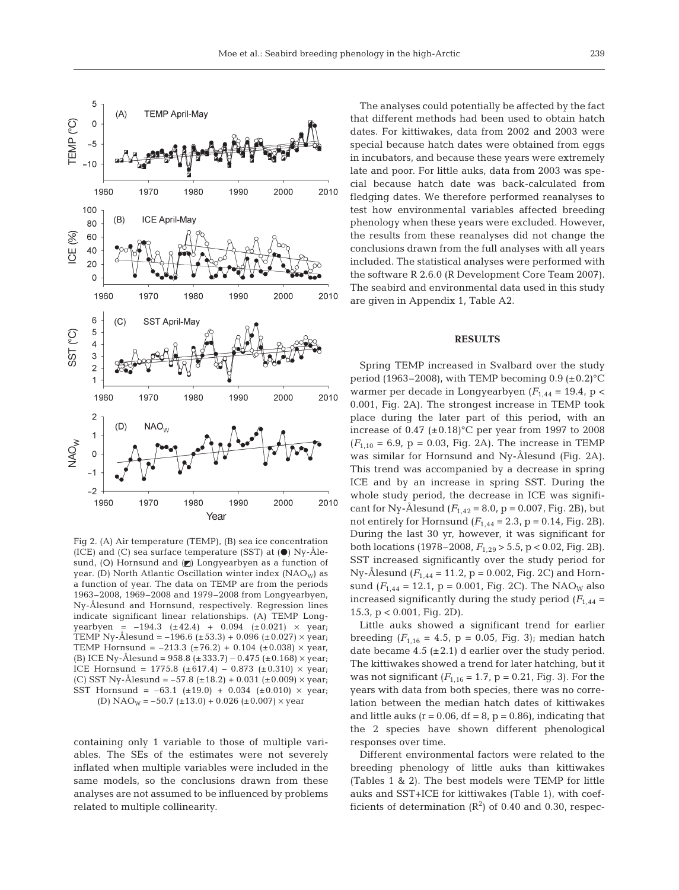Fig 2. (A) Air temperature (TEMP), (B) sea ice concentration (ICE) and (C) sea surface temperature (SST) at (●) Ny-Ålesund, (○) Hornsund and (◩) Longyearbyen as a function of year. (D) North Atlantic Oscillation winter index ($NAO_W$) as a function of year. The data on TEMP are from the periods 1963–2008, 1969–2008 and 1979–2008 from Longyearbyen, Ny-Ålesund and Hornsund, respectively. Regression lines indicate significant linear relationships. (A) TEMP Longyearbyen = −194.3 (±42.4) + 0.094 (±0.021) × year; TEMP Ny-Ålesund = −196.6 (±53.3) + 0.096 (±0.027) × year; TEMP Hornsund = −213.3 (±76.2) + 0.104 (±0.038) × year, (B) ICE Ny-Ålesund = 958.8 (±333.7) − 0.475 (±0.168) × year; ICE Hornsund = 1775.8 (±617.4) − 0.873 (±0.310) × year; (C) SST Ny-Ålesund = −57.8 (±18.2) + 0.031 (±0.009) × year; SST Hornsund = −63.1 (±19.0) + 0.034 (±0.010) × year; (D) $NAO_W$ = −50.7 (±13.0) + 0.026 (±0.007) × year

containing only 1 variable to those of multiple variables. The SEs of the estimates were not severely inflated when multiple variables were included in the same models, so the conclusions drawn from these analyses are not assumed to be influenced by problems related to multiple collinearity.

The analyses could potentially be affected by the fact that different methods had been used to obtain hatch dates. For kittiwakes, data from 2002 and 2003 were special because hatch dates were obtained from eggs in incubators, and because these years were extremely late and poor. For little auks, data from 2003 was special because hatch date was back-calculated from fledging dates. We therefore performed reanalyses to test how environmental variables affected breeding phenology when these years were excluded. However, the results from these reanalyses did not change the conclusions drawn from the full analyses with all years included. The statistical analyses were performed with the software R 2.6.0 (R Development Core Team 2007). The seabird and environmental data used in this study are given in Appendix 1, Table A2.

## RESULTS

Spring TEMP increased in Svalbard over the study period (1963–2008), with TEMP becoming 0.9 (±0.2)°C warmer per decade in Longyearbyen ($F_{1,44} = 19.4$, $p < 0.001$, Fig. 2A). The strongest increase in TEMP took place during the later part of this period, with an increase of 0.47 (±0.18)°C per year from 1997 to 2008 ($F_{1,10} = 6.9$, $p = 0.03$, Fig. 2A). The increase in TEMP was similar for Hornsund and Ny-Ålesund (Fig. 2A). This trend was accompanied by a decrease in spring ICE and by an increase in spring SST. During the whole study period, the decrease in ICE was significant for Ny-Ålesund ($F_{1,42} = 8.0$, $p = 0.007$, Fig. 2B), but not entirely for Hornsund ($F_{1,44} = 2.3$, $p = 0.14$, Fig. 2B). During the last 30 yr, however, it was significant for both locations (1978–2008, $F_{1,29} > 5.5$, $p < 0.02$, Fig. 2B). SST increased significantly over the study period for Ny-Ålesund ($F_{1,44} = 11.2$, $p = 0.002$, Fig. 2C) and Hornsund ($F_{1,44} = 12.1$, $p = 0.001$, Fig. 2C). The $NAO_W$ also increased significantly during the study period ($F_{1,44} = 15.3$, $p < 0.001$, Fig. 2D).

Little auks showed a significant trend for earlier breeding ($F_{1,16} = 4.5$, $p = 0.05$, Fig. 3); median hatch date became 4.5 (±2.1) d earlier over the study period. The kittiwakes showed a trend for later hatching, but it was not significant ($F_{1,16} = 1.7$, $p = 0.21$, Fig. 3). For the years with data from both species, there was no correlation between the median hatch dates of kittiwakes and little auks ($r = 0.06$, df = 8, $p = 0.86$), indicating that the 2 species have shown different phenological responses over time.

Different environmental factors were related to the breeding phenology of little auks than kittiwakes (Tables 1 & 2). The best models were TEMP for little auks and SST+ICE for kittiwakes (Table 1), with coefficients of determination ($R^2$) of 0.40 and 0.30, respec-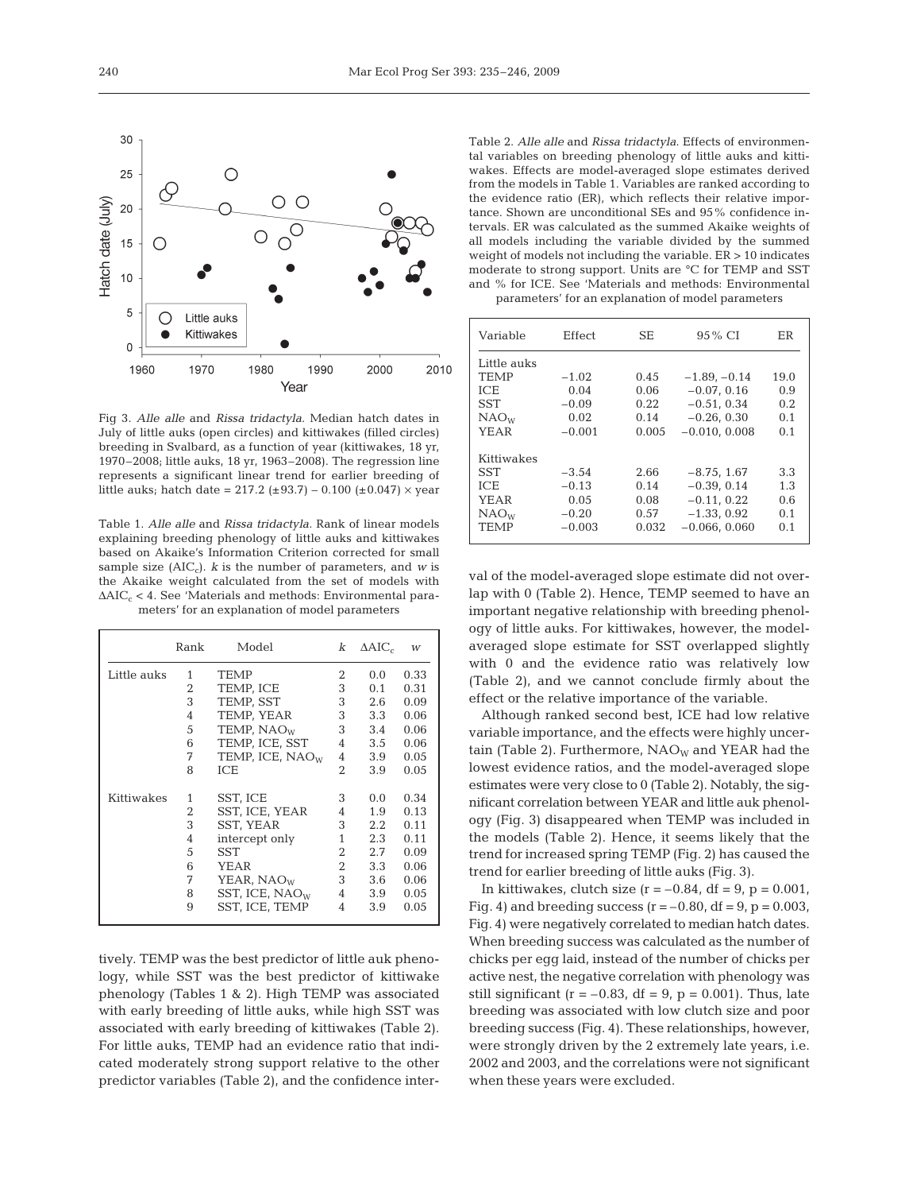Fig 3. *Alle alle* and *Rissa tridactyla*. Median hatch dates in July of little auks (open circles) and kittiwakes (filled circles) breeding in Svalbard, as a function of year (kittiwakes, 18 yr, 1970–2008; little auks, 18 yr, 1963–2008). The regression line represents a significant linear trend for earlier breeding of little auks; hatch date = 217.2 (±93.7) – 0.100 (±0.047) × year

Table 1. *Alle alle* and *Rissa tridactyla*. Rank of linear models explaining breeding phenology of little auks and kittiwakes based on Akaike's Information Criterion corrected for small sample size ($AIC_c$). *k* is the number of parameters, and *w* is the Akaike weight calculated from the set of models with $\Delta AIC_c < 4$. See 'Materials and methods: Environmental parameters' for an explanation of model parameters

| | Rank | Model | *k* | $\Delta AIC_c$ | *w* |
|---|---|---|---|---|---|
| Little auks | 1 | TEMP | 2 | 0.0 | 0.33 |
| | 2 | TEMP, ICE | 3 | 0.1 | 0.31 |
| | 3 | TEMP, SST | 3 | 2.6 | 0.09 |
| | 4 | TEMP, YEAR | 3 | 3.3 | 0.06 |
| | 5 | TEMP, $NAO_W$ | 3 | 3.4 | 0.06 |
| | 6 | TEMP, ICE, SST | 4 | 3.5 | 0.06 |
| | 7 | TEMP, ICE, $NAO_W$ | 4 | 3.9 | 0.05 |
| | 8 | ICE | 2 | 3.9 | 0.05 |
| Kittiwakes | 1 | SST, ICE | 3 | 0.0 | 0.34 |
| | 2 | SST, ICE, YEAR | 4 | 1.9 | 0.13 |
| | 3 | SST, YEAR | 3 | 2.2 | 0.11 |
| | 4 | intercept only | 1 | 2.3 | 0.11 |
| | 5 | SST | 2 | 2.7 | 0.09 |
| | 6 | YEAR | 2 | 3.3 | 0.06 |
| | 7 | YEAR, $NAO_W$ | 3 | 3.6 | 0.06 |
| | 8 | SST, ICE, $NAO_W$ | 4 | 3.9 | 0.05 |
| | 9 | SST, ICE, TEMP | 4 | 3.9 | 0.05 |

tively. TEMP was the best predictor of little auk phenology, while SST was the best predictor of kittiwake phenology (Tables 1 & 2). High TEMP was associated with early breeding of little auks, while high SST was associated with early breeding of kittiwakes (Table 2). For little auks, TEMP had an evidence ratio that indicated moderately strong support relative to the other predictor variables (Table 2), and the confidence interval of the model-averaged slope estimate did not overlap with 0 (Table 2). Hence, TEMP seemed to have an important negative relationship with breeding phenology of little auks. For kittiwakes, however, the model-averaged slope estimate for SST overlapped slightly with 0 and the evidence ratio was relatively low (Table 2), and we cannot conclude firmly about the effect or the relative importance of the variable.

Table 2. *Alle alle* and *Rissa tridactyla*. Effects of environmental variables on breeding phenology of little auks and kittiwakes. Effects are model-averaged slope estimates derived from the models in Table 1. Variables are ranked according to the evidence ratio (ER), which reflects their relative importance. Shown are unconditional SEs and 95% confidence intervals. ER was calculated as the summed Akaike weights of all models including the variable divided by the summed weight of models not including the variable. ER > 10 indicates moderate to strong support. Units are °C for TEMP and SST and % for ICE. See 'Materials and methods: Environmental parameters' for an explanation of model parameters

| Variable | Effect | SE | 95% CI | ER |
|---|---|---|---|---|
| Little auks | | | | |
| TEMP | −1.02 | 0.45 | −1.89, −0.14 | 19.0 |
| ICE | 0.04 | 0.06 | −0.07, 0.16 | 0.9 |
| SST | −0.09 | 0.22 | −0.51, 0.34 | 0.2 |
| $NAO_W$ | 0.02 | 0.14 | −0.26, 0.30 | 0.1 |
| YEAR | −0.001 | 0.005 | −0.010, 0.008 | 0.1 |
| Kittiwakes | | | | |
| SST | −3.54 | 2.66 | −8.75, 1.67 | 3.3 |
| ICE | −0.13 | 0.14 | −0.39, 0.14 | 1.3 |
| YEAR | 0.05 | 0.08 | −0.11, 0.22 | 0.6 |
| $NAO_W$ | −0.20 | 0.57 | −1.33, 0.92 | 0.1 |
| TEMP | −0.003 | 0.032 | −0.066, 0.060 | 0.1 |

Although ranked second best, ICE had low relative variable importance, and the effects were highly uncertain (Table 2). Furthermore, $NAO_W$ and YEAR had the lowest evidence ratios, and the model-averaged slope estimates were very close to 0 (Table 2). Notably, the significant correlation between YEAR and little auk phenology (Fig. 3) disappeared when TEMP was included in the models (Table 2). Hence, it seems likely that the trend for increased spring TEMP (Fig. 2) has caused the trend for earlier breeding of little auks (Fig. 3).

In kittiwakes, clutch size ($r = -0.84$, df = 9, $p = 0.001$, Fig. 4) and breeding success ($r = -0.80$, df = 9, $p = 0.003$, Fig. 4) were negatively correlated to median hatch dates. When breeding success was calculated as the number of chicks per egg laid, instead of the number of chicks per active nest, the negative correlation with phenology was still significant ($r = -0.83$, df = 9, $p = 0.001$). Thus, late breeding was associated with low clutch size and poor breeding success (Fig. 4). These relationships, however, were strongly driven by the 2 extremely late years, i.e. 2002 and 2003, and the correlations were not significant when these years were excluded.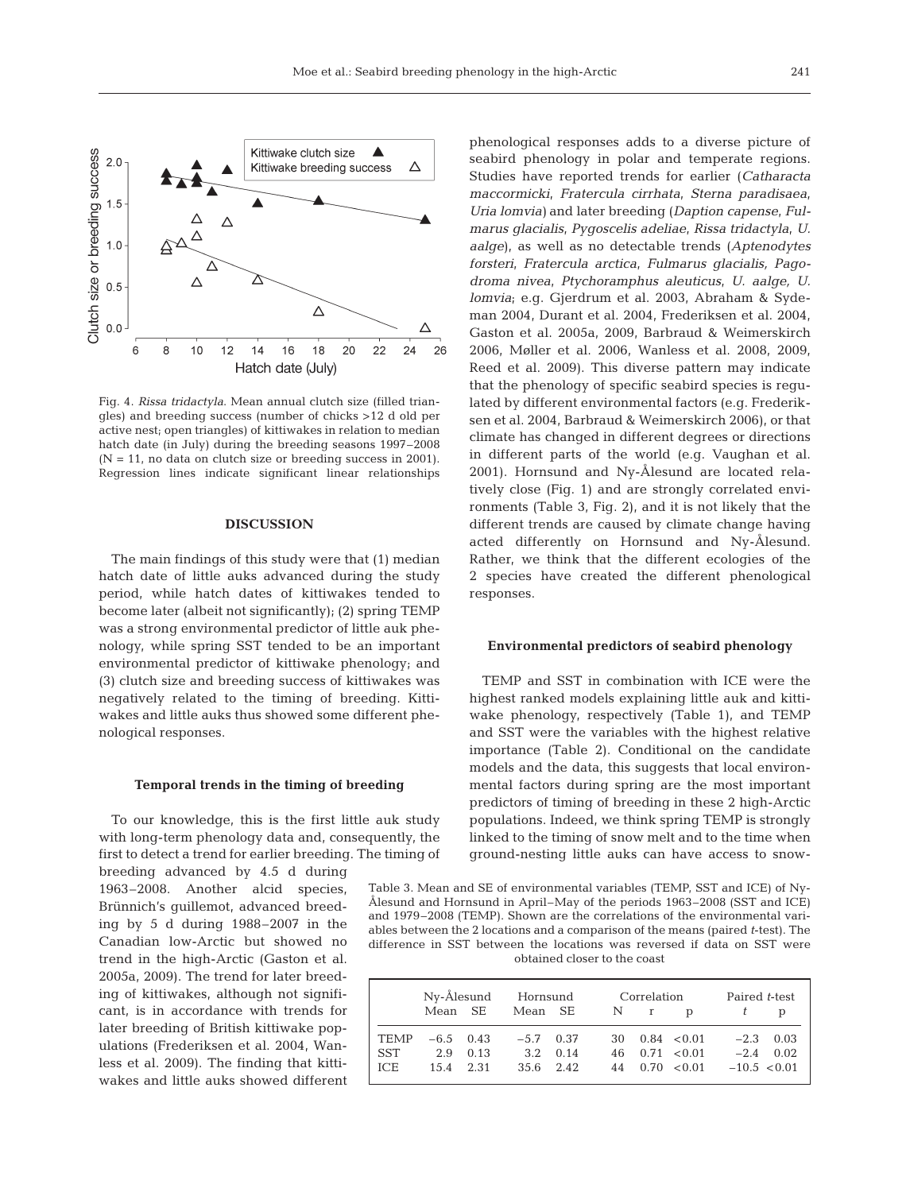Fig. 4. *Rissa tridactyla*. Mean annual clutch size (filled triangles) and breeding success (number of chicks >12 d old per active nest; open triangles) of kittiwakes in relation to median hatch date (in July) during the breeding seasons 1997–2008 (N = 11, no data on clutch size or breeding success in 2001). Regression lines indicate significant linear relationships

## DISCUSSION

The main findings of this study were that (1) median hatch date of little auks advanced during the study period, while hatch dates of kittiwakes tended to become later (albeit not significantly); (2) spring TEMP was a strong environmental predictor of little auk phenology, while spring SST tended to be an important environmental predictor of kittiwake phenology; and (3) clutch size and breeding success of kittiwakes was negatively related to the timing of breeding. Kittiwakes and little auks thus showed some different phenological responses.

### Temporal trends in the timing of breeding

To our knowledge, this is the first little auk study with long-term phenology data and, consequently, the first to detect a trend for earlier breeding. The timing of breeding advanced by 4.5 d during 1963–2008. Another alcid species, Brünnich's guillemot, advanced breeding by 5 d during 1988–2007 in the Canadian low-Arctic but showed no trend in the high-Arctic (Gaston et al. 2005a, 2009). The trend for later breeding of kittiwakes, although not significant, is in accordance with trends for later breeding of British kittiwake populations (Frederiksen et al. 2004, Wanless et al. 2009). The finding that kittiwakes and little auks showed different phenological responses adds to a diverse picture of seabird phenology in polar and temperate regions. Studies have reported trends for earlier (*Catharacta maccormicki*, *Fratercula cirrhata*, *Sterna paradisaea*, *Uria lomvia*) and later breeding (*Daption capense*, *Fulmarus glacialis*, *Pygoscelis adeliae*, *Rissa tridactyla*, *U. aalge*), as well as no detectable trends (*Aptenodytes forsteri*, *Fratercula arctica*, *Fulmarus glacialis, Pagodroma nivea*, *Ptychoramphus aleuticus*, *U. aalge, U. lomvia*; e.g. Gjerdrum et al. 2003, Abraham & Sydeman 2004, Durant et al. 2004, Frederiksen et al. 2004, Gaston et al. 2005a, 2009, Barbraud & Weimerskirch 2006, Møller et al. 2006, Wanless et al. 2008, 2009, Reed et al. 2009). This diverse pattern may indicate that the phenology of specific seabird species is regulated by different environmental factors (e.g. Frederiksen et al. 2004, Barbraud & Weimerskirch 2006), or that climate has changed in different degrees or directions in different parts of the world (e.g. Vaughan et al. 2001). Hornsund and Ny-Ålesund are located relatively close (Fig. 1) and are strongly correlated environments (Table 3, Fig. 2), and it is not likely that the different trends are caused by climate change having acted differently on Hornsund and Ny-Ålesund. Rather, we think that the different ecologies of the 2 species have created the different phenological responses.

### Environmental predictors of seabird phenology

TEMP and SST in combination with ICE were the highest ranked models explaining little auk and kittiwake phenology, respectively (Table 1), and TEMP and SST were the variables with the highest relative importance (Table 2). Conditional on the candidate models and the data, this suggests that local environmental factors during spring are the most important predictors of timing of breeding in these 2 high-Arctic populations. Indeed, we think spring TEMP is strongly linked to the timing of snow melt and to the time when ground-nesting little auks can have access to snow-

Table 3. Mean and SE of environmental variables (TEMP, SST and ICE) of Ny-Ålesund and Hornsund in April–May of the periods 1963–2008 (SST and ICE) and 1979–2008 (TEMP). Shown are the correlations of the environmental variables between the 2 locations and a comparison of the means (paired *t*-test). The difference in SST between the locations was reversed if data on SST were obtained closer to the coast

| | Ny-Ålesund | | Hornsund | | Correlation | | | Paired *t*-test | |
|---|---|---|---|---|---|---|---|---|---|
| | Mean | SE | Mean | SE | N | r | p | *t* | p |
| TEMP | −6.5 | 0.43 | −5.7 | 0.37 | 30 | 0.84 | <0.01 | −2.3 | 0.03 |
| SST | 2.9 | 0.13 | 3.2 | 0.14 | 46 | 0.71 | <0.01 | −2.4 | 0.02 |
| ICE | 15.4 | 2.31 | 35.6 | 2.42 | 44 | 0.70 | <0.01 | −10.5 | <0.01 |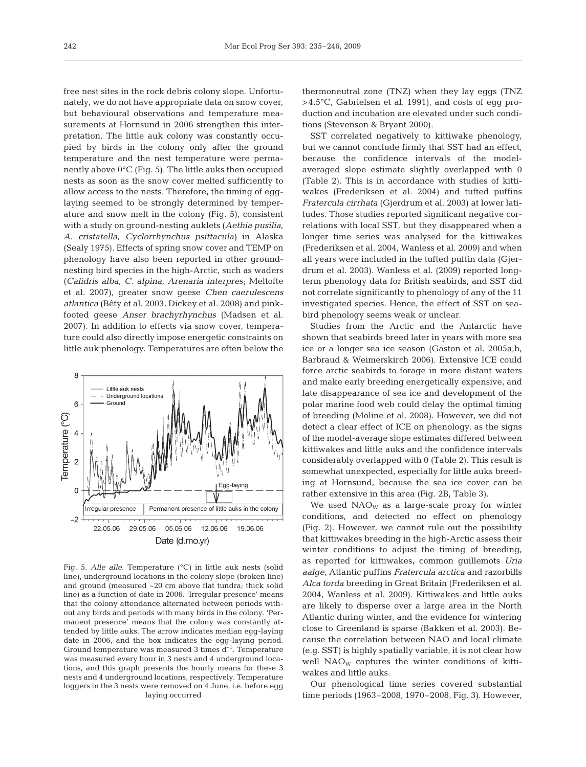free nest sites in the rock debris colony slope. Unfortunately, we do not have appropriate data on snow cover, but behavioural observations and temperature measurements at Hornsund in 2006 strengthen this interpretation. The little auk colony was constantly occupied by birds in the colony only after the ground temperature and the nest temperature were permanently above 0°C (Fig. 5). The little auks then occupied nests as soon as the snow cover melted sufficiently to allow access to the nests. Therefore, the timing of egg-laying seemed to be strongly determined by temperature and snow melt in the colony (Fig. 5), consistent with a study on ground-nesting auklets (*Aethia pusilia, A. cristatella, Cyclorrhynchus psittacula*) in Alaska (Sealy 1975). Effects of spring snow cover and TEMP on phenology have also been reported in other ground-nesting bird species in the high-Arctic, such as waders (*Calidris alba, C. alpina, Arenaria interpres*; Meltofte et al. 2007), greater snow geese *Chen caerulescens atlantica* (Bêty et al. 2003, Dickey et al. 2008) and pink-footed geese *Anser brachyrhynchus* (Madsen et al. 2007). In addition to effects via snow cover, temperature could also directly impose energetic constraints on little auk phenology. Temperatures are often below the thermoneutral zone (TNZ) when they lay eggs (TNZ >4.5°C, Gabrielsen et al. 1991), and costs of egg production and incubation are elevated under such conditions (Stevenson & Bryant 2000).

Fig. 5. *Alle alle*. Temperature (°C) in little auk nests (solid line), underground locations in the colony slope (broken line) and ground (measured ~20 cm above flat tundra; thick solid line) as a function of date in 2006. 'Irregular presence' means that the colony attendance alternated between periods without any birds and periods with many birds in the colony. 'Permanent presence' means that the colony was constantly attended by little auks. The arrow indicates median egg-laying date in 2006, and the box indicates the egg-laying period. Ground temperature was measured 3 times $d^{-1}$. Temperature was measured every hour in 3 nests and 4 underground locations, and this graph presents the hourly means for these 3 nests and 4 underground locations, respectively. Temperature loggers in the 3 nests were removed on 4 June, i.e. before egg laying occurred

SST correlated negatively to kittiwake phenology, but we cannot conclude firmly that SST had an effect, because the confidence intervals of the model-averaged slope estimate slightly overlapped with 0 (Table 2). This is in accordance with studies of kittiwakes (Frederiksen et al. 2004) and tufted puffins *Fratercula cirrhata* (Gjerdrum et al. 2003) at lower latitudes. Those studies reported significant negative correlations with local SST, but they disappeared when a longer time series was analysed for the kittiwakes (Frederiksen et al. 2004, Wanless et al. 2009) and when all years were included in the tufted puffin data (Gjerdrum et al. 2003). Wanless et al. (2009) reported long-term phenology data for British seabirds, and SST did not correlate significantly to phenology of any of the 11 investigated species. Hence, the effect of SST on seabird phenology seems weak or unclear.

Studies from the Arctic and the Antarctic have shown that seabirds breed later in years with more sea ice or a longer sea ice season (Gaston et al. 2005a,b, Barbraud & Weimerskirch 2006). Extensive ICE could force arctic seabirds to forage in more distant waters and make early breeding energetically expensive, and late disappearance of sea ice and development of the polar marine food web could delay the optimal timing of breeding (Moline et al. 2008). However, we did not detect a clear effect of ICE on phenology, as the signs of the model-average slope estimates differed between kittiwakes and little auks and the confidence intervals considerably overlapped with 0 (Table 2). This result is somewhat unexpected, especially for little auks breeding at Hornsund, because the sea ice cover can be rather extensive in this area (Fig. 2B, Table 3).

We used $NAO_W$ as a large-scale proxy for winter conditions, and detected no effect on phenology (Fig. 2). However, we cannot rule out the possibility that kittiwakes breeding in the high-Arctic assess their winter conditions to adjust the timing of breeding, as reported for kittiwakes, common guillemots *Uria aalge*, Atlantic puffins *Fratercula arctica* and razorbills *Alca torda* breeding in Great Britain (Frederiksen et al. 2004, Wanless et al. 2009). Kittiwakes and little auks are likely to disperse over a large area in the North Atlantic during winter, and the evidence for wintering close to Greenland is sparse (Bakken et al. 2003). Because the correlation between NAO and local climate (e.g. SST) is highly spatially variable, it is not clear how well $NAO_W$ captures the winter conditions of kittiwakes and little auks.

Our phenological time series covered substantial time periods (1963–2008, 1970–2008, Fig. 3). However,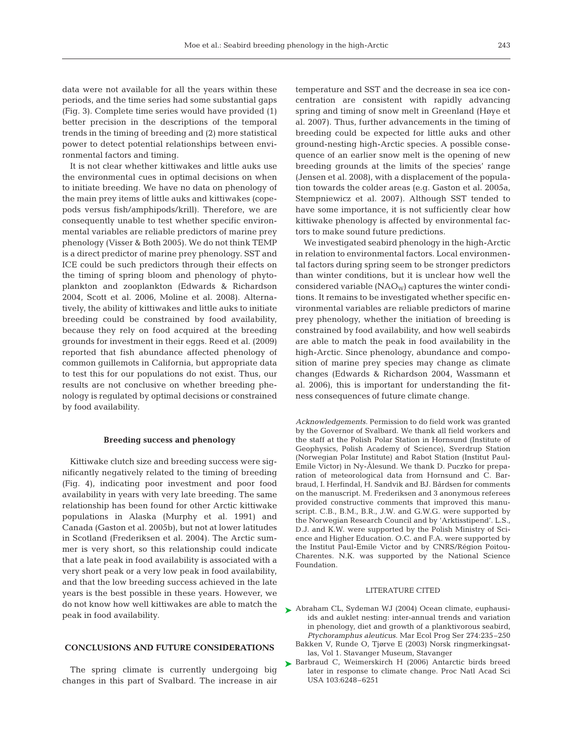data were not available for all the years within these periods, and the time series had some substantial gaps (Fig. 3). Complete time series would have provided (1) better precision in the descriptions of the temporal trends in the timing of breeding and (2) more statistical power to detect potential relationships between environmental factors and timing.

It is not clear whether kittiwakes and little auks use the environmental cues in optimal decisions on when to initiate breeding. We have no data on phenology of the main prey items of little auks and kittiwakes (copepods versus fish/amphipods/krill). Therefore, we are consequently unable to test whether specific environmental variables are reliable predictors of marine prey phenology (Visser & Both 2005). We do not think TEMP is a direct predictor of marine prey phenology. SST and ICE could be such predictors through their effects on the timing of spring bloom and phenology of phytoplankton and zooplankton (Edwards & Richardson 2004, Scott et al. 2006, Moline et al. 2008). Alternatively, the ability of kittiwakes and little auks to initiate breeding could be constrained by food availability, because they rely on food acquired at the breeding grounds for investment in their eggs. Reed et al. (2009) reported that fish abundance affected phenology of common guillemots in California, but appropriate data to test this for our populations do not exist. Thus, our results are not conclusive on whether breeding phenology is regulated by optimal decisions or constrained by food availability.

### Breeding success and phenology

Kittiwake clutch size and breeding success were significantly negatively related to the timing of breeding (Fig. 4), indicating poor investment and poor food availability in years with very late breeding. The same relationship has been found for other Arctic kittiwake populations in Alaska (Murphy et al. 1991) and Canada (Gaston et al. 2005b), but not at lower latitudes in Scotland (Frederiksen et al. 2004). The Arctic summer is very short, so this relationship could indicate that a late peak in food availability is associated with a very short peak or a very low peak in food availability, and that the low breeding success achieved in the late years is the best possible in these years. However, we do not know how well kittiwakes are able to match the peak in food availability.

## CONCLUSIONS AND FUTURE CONSIDERATIONS

The spring climate is currently undergoing big changes in this part of Svalbard. The increase in air temperature and SST and the decrease in sea ice concentration are consistent with rapidly advancing spring and timing of snow melt in Greenland (Høye et al. 2007). Thus, further advancements in the timing of breeding could be expected for little auks and other ground-nesting high-Arctic species. A possible consequence of an earlier snow melt is the opening of new breeding grounds at the limits of the species' range (Jensen et al. 2008), with a displacement of the population towards the colder areas (e.g. Gaston et al. 2005a, Stempniewicz et al. 2007). Although SST tended to have some importance, it is not sufficiently clear how kittiwake phenology is affected by environmental factors to make sound future predictions.

We investigated seabird phenology in the high-Arctic in relation to environmental factors. Local environmental factors during spring seem to be stronger predictors than winter conditions, but it is unclear how well the considered variable ($NAO_W$) captures the winter conditions. It remains to be investigated whether specific environmental variables are reliable predictors of marine prey phenology, whether the initiation of breeding is constrained by food availability, and how well seabirds are able to match the peak in food availability in the high-Arctic. Since phenology, abundance and composition of marine prey species may change as climate changes (Edwards & Richardson 2004, Wassmann et al. 2006), this is important for understanding the fitness consequences of future climate change.

*Acknowledgements.* Permission to do field work was granted by the Governor of Svalbard. We thank all field workers and the staff at the Polish Polar Station in Hornsund (Institute of Geophysics, Polish Academy of Science), Sverdrup Station (Norwegian Polar Institute) and Rabot Station (Institut Paul-Emile Victor) in Ny-Ålesund. We thank D. Puczko for preparation of meteorological data from Hornsund and C. Barbraud, I. Herfindal, H. Sandvik and BJ. Bårdsen for comments on the manuscript. M. Frederiksen and 3 anonymous referees provided constructive comments that improved this manuscript. C.B., B.M., B.R., J.W. and G.W.G. were supported by the Norwegian Research Council and by 'Arktisstipend'. L.S., D.J. and K.W. were supported by the Polish Ministry of Science and Higher Education. O.C. and F.A. were supported by the Institut Paul-Emile Victor and by CNRS/Région Poitou-Charentes. N.K. was supported by the National Science Foundation.

## LITERATURE CITED

- Abraham CL, Sydeman WJ (2004) Ocean climate, euphausiids and auklet nesting: inter-annual trends and variation in phenology, diet and growth of a planktivorous seabird, *Ptychoramphus aleuticus*. Mar Ecol Prog Ser 274:235–250
- Bakken V, Runde O, Tjørve E (2003) Norsk ringmerkingsatlas, Vol 1. Stavanger Museum, Stavanger
- Barbraud C, Weimerskirch H (2006) Antarctic birds breed later in response to climate change. Proc Natl Acad Sci USA 103:6248–6251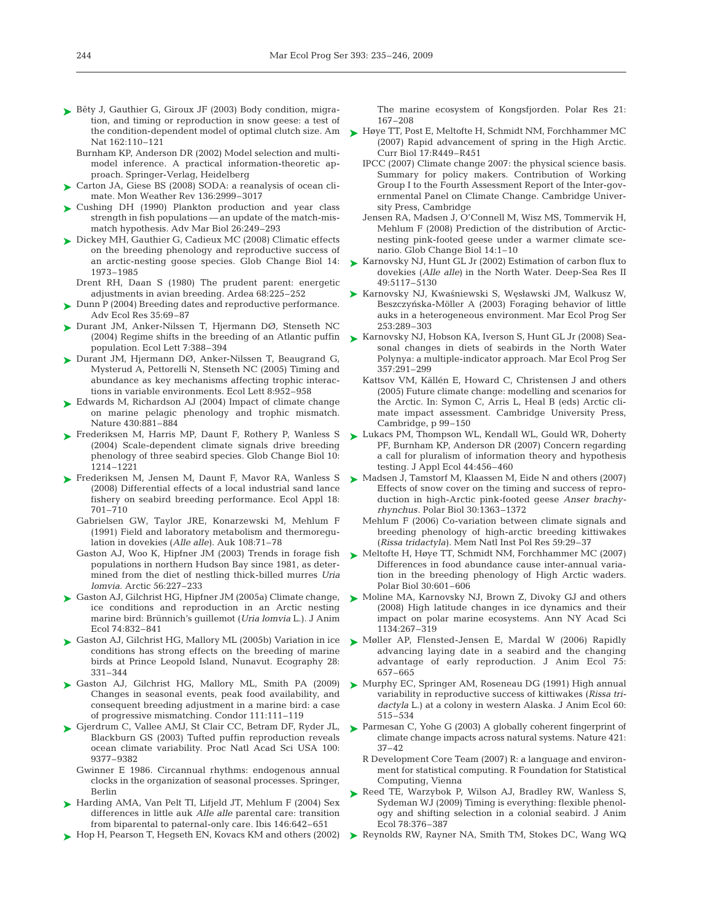Bêty J, Gauthier G, Giroux JF (2003) Body condition, migration, and timing or reproduction in snow geese: a test of the condition-dependent model of optimal clutch size. Am Nat 162:110–121

Burnham KP, Anderson DR (2002) Model selection and multimodel inference. A practical information-theoretic approach. Springer-Verlag, Heidelberg

Carton JA, Giese BS (2008) SODA: a reanalysis of ocean climate. Mon Weather Rev 136:2999–3017

Cushing DH (1990) Plankton production and year class strength in fish populations — an update of the match-mismatch hypothesis. Adv Mar Biol 26:249–293

Dickey MH, Gauthier G, Cadieux MC (2008) Climatic effects on the breeding phenology and reproductive success of an arctic-nesting goose species. Glob Change Biol 14: 1973–1985

Drent RH, Daan S (1980) The prudent parent: energetic adjustments in avian breeding. Ardea 68:225–252

Dunn P (2004) Breeding dates and reproductive performance. Adv Ecol Res 35:69–87

Durant JM, Anker-Nilssen T, Hjermann DØ, Stenseth NC (2004) Regime shifts in the breeding of an Atlantic puffin population. Ecol Lett 7:388–394

Durant JM, Hjermann DØ, Anker-Nilssen T, Beaugrand G, Mysterud A, Pettorelli N, Stenseth NC (2005) Timing and abundance as key mechanisms affecting trophic interactions in variable environments. Ecol Lett 8:952–958

Edwards M, Richardson AJ (2004) Impact of climate change on marine pelagic phenology and trophic mismatch. Nature 430:881–884

Frederiksen M, Harris MP, Daunt F, Rothery P, Wanless S (2004) Scale-dependent climate signals drive breeding phenology of three seabird species. Glob Change Biol 10: 1214–1221

Frederiksen M, Jensen M, Daunt F, Mavor RA, Wanless S (2008) Differential effects of a local industrial sand lance fishery on seabird breeding performance. Ecol Appl 18: 701–710

Gabrielsen GW, Taylor JRE, Konarzewski M, Mehlum F (1991) Field and laboratory metabolism and thermoregulation in dovekies (*Alle alle*). Auk 108:71–78

Gaston AJ, Woo K, Hipfner JM (2003) Trends in forage fish populations in northern Hudson Bay since 1981, as determined from the diet of nestling thick-billed murres *Uria lomvia*. Arctic 56:227–233

Gaston AJ, Gilchrist HG, Hipfner JM (2005a) Climate change, ice conditions and reproduction in an Arctic nesting marine bird: Brünnich's guillemot (*Uria lomvia* L.). J Anim Ecol 74:832–841

Gaston AJ, Gilchrist HG, Mallory ML (2005b) Variation in ice conditions has strong effects on the breeding of marine birds at Prince Leopold Island, Nunavut. Ecography 28: 331–344

Gaston AJ, Gilchrist HG, Mallory ML, Smith PA (2009) Changes in seasonal events, peak food availability, and consequent breeding adjustment in a marine bird: a case of progressive mismatching. Condor 111:111–119

Gjerdrum C, Vallee AMJ, St Clair CC, Betram DF, Ryder JL, Blackburn GS (2003) Tufted puffin reproduction reveals ocean climate variability. Proc Natl Acad Sci USA 100: 9377–9382

Gwinner E 1986. Circannual rhythms: endogenous annual clocks in the organization of seasonal processes. Springer, Berlin

Harding AMA, Van Pelt TI, Lifjeld JT, Mehlum F (2004) Sex differences in little auk *Alle alle* parental care: transition from biparental to paternal-only care. Ibis 146:642–651

Hop H, Pearson T, Hegseth EN, Kovacs KM and others (2002) The marine ecosystem of Kongsfjorden. Polar Res 21: 167–208

Høye TT, Post E, Meltofte H, Schmidt NM, Forchhammer MC (2007) Rapid advancement of spring in the High Arctic. Curr Biol 17:R449–R451

IPCC (2007) Climate change 2007: the physical science basis. Summary for policy makers. Contribution of Working Group I to the Fourth Assessment Report of the Inter-governmental Panel on Climate Change. Cambridge University Press, Cambridge

Jensen RA, Madsen J, O'Connell M, Wisz MS, Tommervik H, Mehlum F (2008) Prediction of the distribution of Arctic-nesting pink-footed geese under a warmer climate scenario. Glob Change Biol 14:1–10

Karnovsky NJ, Hunt GL Jr (2002) Estimation of carbon flux to dovekies (*Alle alle*) in the North Water. Deep-Sea Res II 49:5117–5130

Karnovsky NJ, Kwaśniewski S, Węsławski JM, Walkusz W, Beszczyńska-Möller A (2003) Foraging behavior of little auks in a heterogeneous environment. Mar Ecol Prog Ser 253:289–303

Karnovsky NJ, Hobson KA, Iverson S, Hunt GL Jr (2008) Seasonal changes in diets of seabirds in the North Water Polynya: a multiple-indicator approach. Mar Ecol Prog Ser 357:291–299

Kattsov VM, Källén E, Howard C, Christensen J and others (2005) Future climate change: modelling and scenarios for the Arctic. In: Symon C, Arris L, Heal B (eds) Arctic climate impact assessment. Cambridge University Press, Cambridge, p 99–150

Lukacs PM, Thompson WL, Kendall WL, Gould WR, Doherty PF, Burnham KP, Anderson DR (2007) Concern regarding a call for pluralism of information theory and hypothesis testing. J Appl Ecol 44:456–460

Madsen J, Tamstorf M, Klaassen M, Eide N and others (2007) Effects of snow cover on the timing and success of reproduction in high-Arctic pink-footed geese *Anser brachyrhynchus*. Polar Biol 30:1363–1372

Mehlum F (2006) Co-variation between climate signals and breeding phenology of high-arctic breeding kittiwakes (*Rissa tridactyla*). Mem Natl Inst Pol Res 59:29–37

Meltofte H, Høye TT, Schmidt NM, Forchhammer MC (2007) Differences in food abundance cause inter-annual variation in the breeding phenology of High Arctic waders. Polar Biol 30:601–606

Moline MA, Karnovsky NJ, Brown Z, Divoky GJ and others (2008) High latitude changes in ice dynamics and their impact on polar marine ecosystems. Ann NY Acad Sci 1134:267–319

Møller AP, Flensted-Jensen E, Mardal W (2006) Rapidly advancing laying date in a seabird and the changing advantage of early reproduction. J Anim Ecol 75: 657–665

Murphy EC, Springer AM, Roseneau DG (1991) High annual variability in reproductive success of kittiwakes (*Rissa tridactyla* L.) at a colony in western Alaska. J Anim Ecol 60: 515–534

Parmesan C, Yohe G (2003) A globally coherent fingerprint of climate change impacts across natural systems. Nature 421: 37–42

R Development Core Team (2007) R: a language and environment for statistical computing. R Foundation for Statistical Computing, Vienna

Reed TE, Warzybok P, Wilson AJ, Bradley RW, Wanless S, Sydeman WJ (2009) Timing is everything: flexible phenology and shifting selection in a colonial seabird. J Anim Ecol 78:376–387

Reynolds RW, Rayner NA, Smith TM, Stokes DC, Wang WQ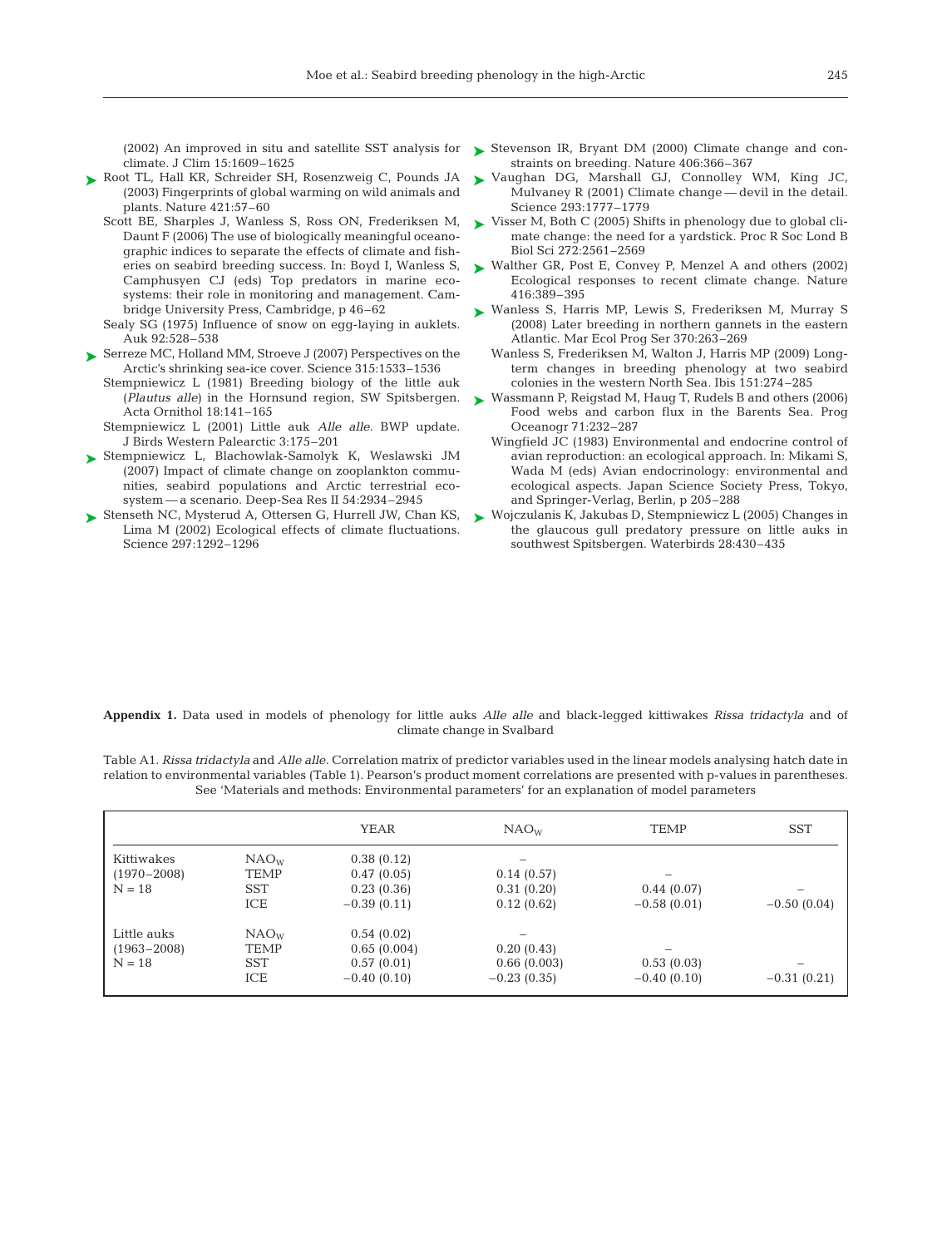(2002) An improved in situ and satellite SST analysis for climate. J Clim 15:1609–1625

Root TL, Hall KR, Schreider SH, Rosenzweig C, Pounds JA (2003) Fingerprints of global warming on wild animals and plants. Nature 421:57–60

Scott BE, Sharples J, Wanless S, Ross ON, Frederiksen M, Daunt F (2006) The use of biologically meaningful oceanographic indices to separate the effects of climate and fisheries on seabird breeding success. In: Boyd I, Wanless S, Camphusyen CJ (eds) Top predators in marine ecosystems: their role in monitoring and management. Cambridge University Press, Cambridge, p 46–62

Sealy SG (1975) Influence of snow on egg-laying in auklets. Auk 92:528–538

Serreze MC, Holland MM, Stroeve J (2007) Perspectives on the Arctic's shrinking sea-ice cover. Science 315:1533–1536

Stempniewicz L (1981) Breeding biology of the little auk (*Plautus alle*) in the Hornsund region, SW Spitsbergen. Acta Ornithol 18:141–165

Stempniewicz L (2001) Little auk *Alle alle*. BWP update. J Birds Western Palearctic 3:175–201

Stempniewicz L, Blachowlak-Samolyk K, Weslawski JM (2007) Impact of climate change on zooplankton communities, seabird populations and Arctic terrestrial ecosystem — a scenario. Deep-Sea Res II 54:2934–2945

Stenseth NC, Mysterud A, Ottersen G, Hurrell JW, Chan KS, Lima M (2002) Ecological effects of climate fluctuations. Science 297:1292–1296

Stevenson IR, Bryant DM (2000) Climate change and constraints on breeding. Nature 406:366–367

Vaughan DG, Marshall GJ, Connolley WM, King JC, Mulvaney R (2001) Climate change — devil in the detail. Science 293:1777–1779

Visser M, Both C (2005) Shifts in phenology due to global climate change: the need for a yardstick. Proc R Soc Lond B Biol Sci 272:2561–2569

Walther GR, Post E, Convey P, Menzel A and others (2002) Ecological responses to recent climate change. Nature 416:389–395

Wanless S, Harris MP, Lewis S, Frederiksen M, Murray S (2008) Later breeding in northern gannets in the eastern Atlantic. Mar Ecol Prog Ser 370:263–269

Wanless S, Frederiksen M, Walton J, Harris MP (2009) Long-term changes in breeding phenology at two seabird colonies in the western North Sea. Ibis 151:274–285

Wassmann P, Reigstad M, Haug T, Rudels B and others (2006) Food webs and carbon flux in the Barents Sea. Prog Oceanogr 71:232–287

Wingfield JC (1983) Environmental and endocrine control of avian reproduction: an ecological approach. In: Mikami S, Wada M (eds) Avian endocrinology: environmental and ecological aspects. Japan Science Society Press, Tokyo, and Springer-Verlag, Berlin, p 205–288

Wojczulanis K, Jakubas D, Stempniewicz L (2005) Changes in the glaucous gull predatory pressure on little auks in southwest Spitsbergen. Waterbirds 28:430–435

**Appendix 1.** Data used in models of phenology for little auks *Alle alle* and black-legged kittiwakes *Rissa tridactyla* and of climate change in Svalbard

Table A1. *Rissa tridactyla* and *Alle alle*. Correlation matrix of predictor variables used in the linear models analysing hatch date in relation to environmental variables (Table 1). Pearson's product moment correlations are presented with p-values in parentheses. See 'Materials and methods: Environmental parameters' for an explanation of model parameters

| | | YEAR | $NAO_W$ | TEMP | SST |
|---|---|---|---|---|---|
| Kittiwakes | $NAO_W$ | 0.38 (0.12) | – | | |
| (1970–2008) | TEMP | 0.47 (0.05) | 0.14 (0.57) | – | |
| N = 18 | SST | 0.23 (0.36) | 0.31 (0.20) | 0.44 (0.07) | – |
| | ICE | −0.39 (0.11) | 0.12 (0.62) | −0.58 (0.01) | −0.50 (0.04) |
| Little auks | $NAO_W$ | 0.54 (0.02) | – | | |
| (1963–2008) | TEMP | 0.65 (0.004) | 0.20 (0.43) | – | |
| N = 18 | SST | 0.57 (0.01) | 0.66 (0.003) | 0.53 (0.03) | – |
| | ICE | −0.40 (0.10) | −0.23 (0.35) | −0.40 (0.10) | −0.31 (0.21) |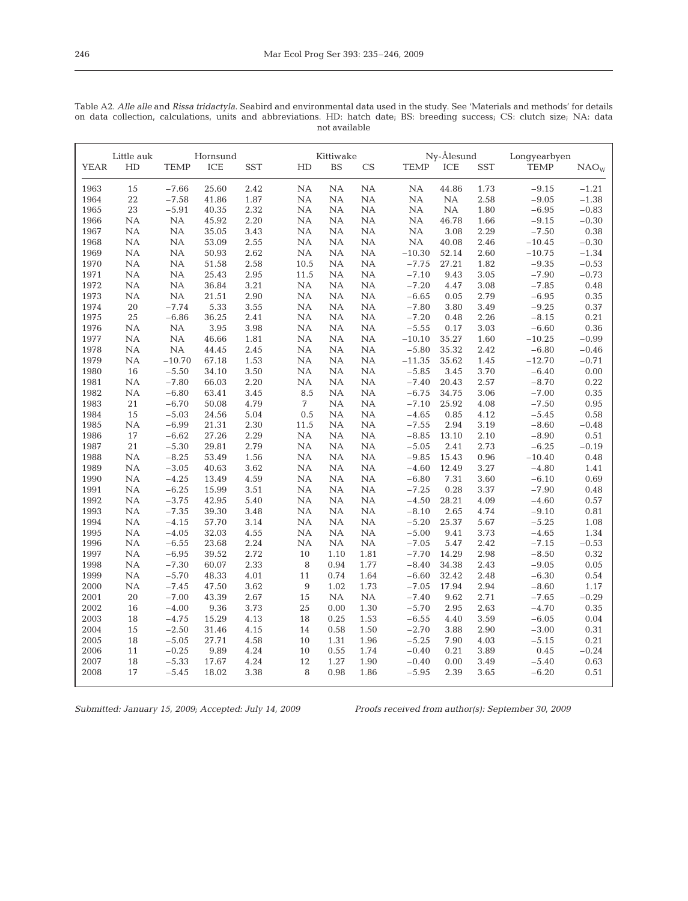Table A2. *Alle alle* and *Rissa tridactyla*. Seabird and environmental data used in the study. See 'Materials and methods' for details on data collection, calculations, units and abbreviations. HD: hatch date; BS: breeding success; CS: clutch size; NA: data not available

| | Little auk | Hornsund | | | Kittiwake | | | Ny-Ålesund | | | Longyearbyen | |
|---|---|---|---|---|---|---|---|---|---|---|---|---|
| YEAR | HD | TEMP | ICE | SST | HD | BS | CS | TEMP | ICE | SST | TEMP | $NAO_W$ |
| 1963 | 15 | −7.66 | 25.60 | 2.42 | NA | NA | NA | NA | 44.86 | 1.73 | −9.15 | −1.21 |
| 1964 | 22 | −7.58 | 41.86 | 1.87 | NA | NA | NA | NA | NA | 2.58 | −9.05 | −1.38 |
| 1965 | 23 | −5.91 | 40.35 | 2.32 | NA | NA | NA | NA | NA | 1.80 | −6.95 | −0.83 |
| 1966 | NA | NA | 45.92 | 2.20 | NA | NA | NA | NA | 46.78 | 1.66 | −9.15 | −0.30 |
| 1967 | NA | NA | 35.05 | 3.43 | NA | NA | NA | NA | 3.08 | 2.29 | −7.50 | 0.38 |
| 1968 | NA | NA | 53.09 | 2.55 | NA | NA | NA | NA | 40.08 | 2.46 | −10.45 | −0.30 |
| 1969 | NA | NA | 50.93 | 2.62 | NA | NA | NA | −10.30 | 52.14 | 2.60 | −10.75 | −1.34 |
| 1970 | NA | NA | 51.58 | 2.58 | 10.5 | NA | NA | −7.75 | 27.21 | 1.82 | −9.35 | −0.53 |
| 1971 | NA | NA | 25.43 | 2.95 | 11.5 | NA | NA | −7.10 | 9.43 | 3.05 | −7.90 | −0.73 |
| 1972 | NA | NA | 36.84 | 3.21 | NA | NA | NA | −7.20 | 4.47 | 3.08 | −7.85 | 0.48 |
| 1973 | NA | NA | 21.51 | 2.90 | NA | NA | NA | −6.65 | 0.05 | 2.79 | −6.95 | 0.35 |
| 1974 | 20 | −7.74 | 5.33 | 3.55 | NA | NA | NA | −7.80 | 3.80 | 3.49 | −9.25 | 0.37 |
| 1975 | 25 | −6.86 | 36.25 | 2.41 | NA | NA | NA | −7.20 | 0.48 | 2.26 | −8.15 | 0.21 |
| 1976 | NA | NA | 3.95 | 3.98 | NA | NA | NA | −5.55 | 0.17 | 3.03 | −6.60 | 0.36 |
| 1977 | NA | NA | 46.66 | 1.81 | NA | NA | NA | −10.10 | 35.27 | 1.60 | −10.25 | −0.99 |
| 1978 | NA | NA | 44.45 | 2.45 | NA | NA | NA | −5.80 | 35.32 | 2.42 | −6.80 | −0.46 |
| 1979 | NA | −10.70 | 67.18 | 1.53 | NA | NA | NA | −11.35 | 35.62 | 1.45 | −12.70 | −0.71 |
| 1980 | 16 | −5.50 | 34.10 | 3.50 | NA | NA | NA | −5.85 | 3.45 | 3.70 | −6.40 | 0.00 |
| 1981 | NA | −7.80 | 66.03 | 2.20 | NA | NA | NA | −7.40 | 20.43 | 2.57 | −8.70 | 0.22 |
| 1982 | NA | −6.80 | 63.41 | 3.45 | 8.5 | NA | NA | −6.75 | 34.75 | 3.06 | −7.00 | 0.35 |
| 1983 | 21 | −6.70 | 50.08 | 4.79 | 7 | NA | NA | −7.10 | 25.92 | 4.08 | −7.50 | 0.95 |
| 1984 | 15 | −5.03 | 24.56 | 5.04 | 0.5 | NA | NA | −4.65 | 0.85 | 4.12 | −5.45 | 0.58 |
| 1985 | NA | −6.99 | 21.31 | 2.30 | 11.5 | NA | NA | −7.55 | 2.94 | 3.19 | −8.60 | −0.48 |
| 1986 | 17 | −6.62 | 27.26 | 2.29 | NA | NA | NA | −8.85 | 13.10 | 2.10 | −8.90 | 0.51 |
| 1987 | 21 | −5.30 | 29.81 | 2.79 | NA | NA | NA | −5.05 | 2.41 | 2.73 | −6.25 | −0.19 |
| 1988 | NA | −8.25 | 53.49 | 1.56 | NA | NA | NA | −9.85 | 15.43 | 0.96 | −10.40 | 0.48 |
| 1989 | NA | −3.05 | 40.63 | 3.62 | NA | NA | NA | −4.60 | 12.49 | 3.27 | −4.80 | 1.41 |
| 1990 | NA | −4.25 | 13.49 | 4.59 | NA | NA | NA | −6.80 | 7.31 | 3.60 | −6.10 | 0.69 |
| 1991 | NA | −6.25 | 15.99 | 3.51 | NA | NA | NA | −7.25 | 0.28 | 3.37 | −7.90 | 0.48 |
| 1992 | NA | −3.75 | 42.95 | 5.40 | NA | NA | NA | −4.50 | 28.21 | 4.09 | −4.60 | 0.57 |
| 1993 | NA | −7.35 | 39.30 | 3.48 | NA | NA | NA | −8.10 | 2.65 | 4.74 | −9.10 | 0.81 |
| 1994 | NA | −4.15 | 57.70 | 3.14 | NA | NA | NA | −5.20 | 25.37 | 5.67 | −5.25 | 1.08 |
| 1995 | NA | −4.05 | 32.03 | 4.55 | NA | NA | NA | −5.00 | 9.41 | 3.73 | −4.65 | 1.34 |
| 1996 | NA | −6.55 | 23.68 | 2.24 | NA | NA | NA | −7.05 | 5.47 | 2.42 | −7.15 | −0.53 |
| 1997 | NA | −6.95 | 39.52 | 2.72 | 10 | 1.10 | 1.81 | −7.70 | 14.29 | 2.98 | −8.50 | 0.32 |
| 1998 | NA | −7.30 | 60.07 | 2.33 | 8 | 0.94 | 1.77 | −8.40 | 34.38 | 2.43 | −9.05 | 0.05 |
| 1999 | NA | −5.70 | 48.33 | 4.01 | 11 | 0.74 | 1.64 | −6.60 | 32.42 | 2.48 | −6.30 | 0.54 |
| 2000 | NA | −7.45 | 47.50 | 3.62 | 9 | 1.02 | 1.73 | −7.05 | 17.94 | 2.94 | −8.60 | 1.17 |
| 2001 | 20 | −7.00 | 43.39 | 2.67 | 15 | NA | NA | −7.40 | 9.62 | 2.71 | −7.65 | −0.29 |
| 2002 | 16 | −4.00 | 9.36 | 3.73 | 25 | 0.00 | 1.30 | −5.70 | 2.95 | 2.63 | −4.70 | 0.35 |
| 2003 | 18 | −4.75 | 15.29 | 4.13 | 18 | 0.25 | 1.53 | −6.55 | 4.40 | 3.59 | −6.05 | 0.04 |
| 2004 | 15 | −2.50 | 31.46 | 4.15 | 14 | 0.58 | 1.50 | −2.70 | 3.88 | 2.90 | −3.00 | 0.31 |
| 2005 | 18 | −5.05 | 27.71 | 4.58 | 10 | 1.31 | 1.96 | −5.25 | 7.90 | 4.03 | −5.15 | 0.21 |
| 2006 | 11 | −0.25 | 9.89 | 4.24 | 10 | 0.55 | 1.74 | −0.40 | 0.21 | 3.89 | 0.45 | −0.24 |
| 2007 | 18 | −5.33 | 17.67 | 4.24 | 12 | 1.27 | 1.90 | −0.40 | 0.00 | 3.49 | −5.40 | 0.63 |
| 2008 | 17 | −5.45 | 18.02 | 3.38 | 8 | 0.98 | 1.86 | −5.95 | 2.39 | 3.65 | −6.20 | 0.51 |

*Submitted: January 15, 2009; Accepted: July 14, 2009*

*Proofs received from author(s): September 30, 2009*